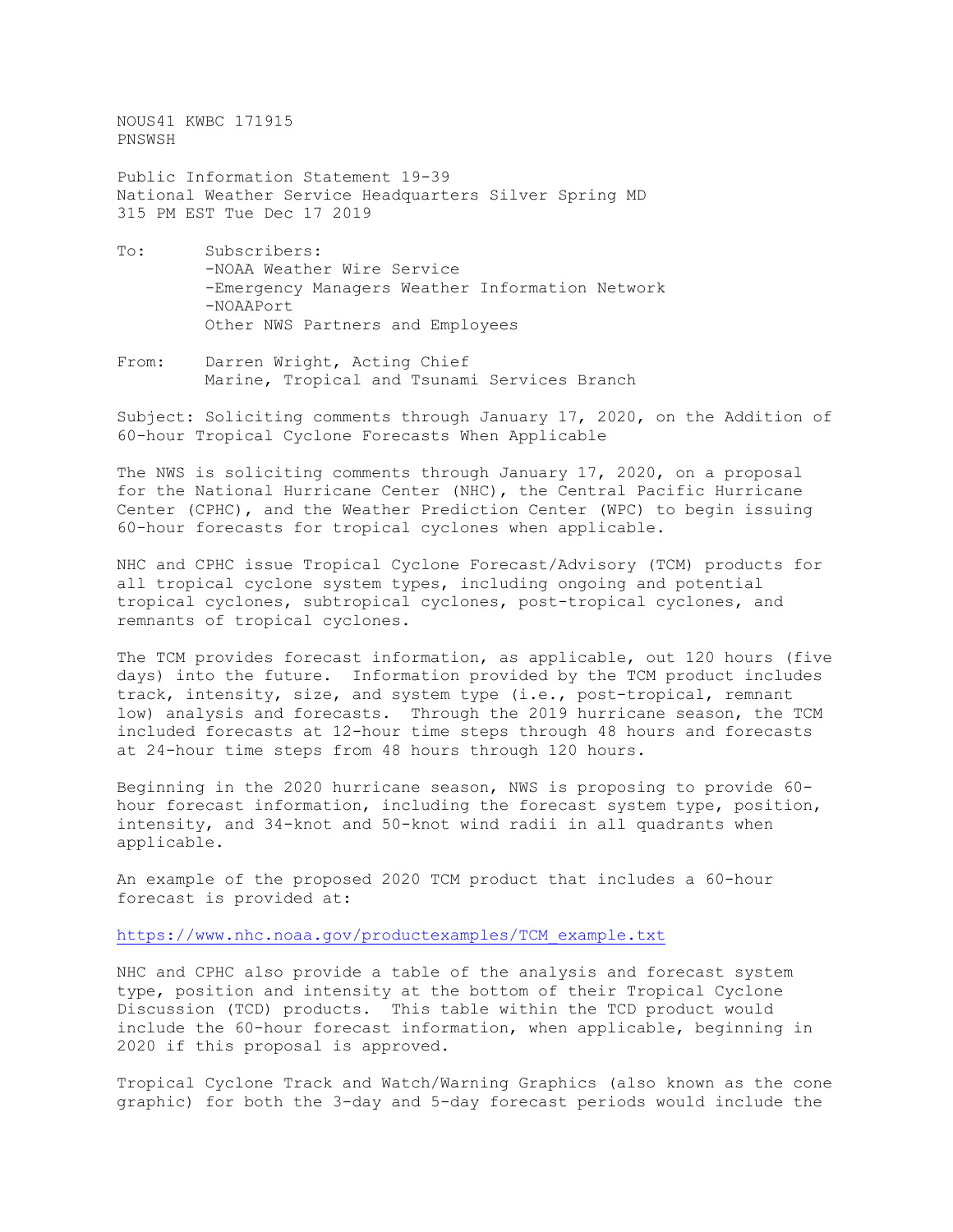NOUS41 KWBC 171915
PNSWSH

Public Information Statement 19-39
National Weather Service Headquarters Silver Spring MD
315 PM EST Tue Dec 17 2019

To: Subscribers:
-NOAA Weather Wire Service
-Emergency Managers Weather Information Network
-NOAAPort
Other NWS Partners and Employees

From: Darren Wright, Acting Chief
Marine, Tropical and Tsunami Services Branch

Subject: Soliciting comments through January 17, 2020, on the Addition of 60-hour Tropical Cyclone Forecasts When Applicable

The NWS is soliciting comments through January 17, 2020, on a proposal for the National Hurricane Center (NHC), the Central Pacific Hurricane Center (CPHC), and the Weather Prediction Center (WPC) to begin issuing 60-hour forecasts for tropical cyclones when applicable.

NHC and CPHC issue Tropical Cyclone Forecast/Advisory (TCM) products for all tropical cyclone system types, including ongoing and potential tropical cyclones, subtropical cyclones, post-tropical cyclones, and remnants of tropical cyclones.

The TCM provides forecast information, as applicable, out 120 hours (five days) into the future. Information provided by the TCM product includes track, intensity, size, and system type (i.e., post-tropical, remnant low) analysis and forecasts. Through the 2019 hurricane season, the TCM included forecasts at 12-hour time steps through 48 hours and forecasts at 24-hour time steps from 48 hours through 120 hours.

Beginning in the 2020 hurricane season, NWS is proposing to provide 60-hour forecast information, including the forecast system type, position, intensity, and 34-knot and 50-knot wind radii in all quadrants when applicable.

An example of the proposed 2020 TCM product that includes a 60-hour forecast is provided at:

https://www.nhc.noaa.gov/productexamples/TCM_example.txt

NHC and CPHC also provide a table of the analysis and forecast system type, position and intensity at the bottom of their Tropical Cyclone Discussion (TCD) products. This table within the TCD product would include the 60-hour forecast information, when applicable, beginning in 2020 if this proposal is approved.

Tropical Cyclone Track and Watch/Warning Graphics (also known as the cone graphic) for both the 3-day and 5-day forecast periods would include the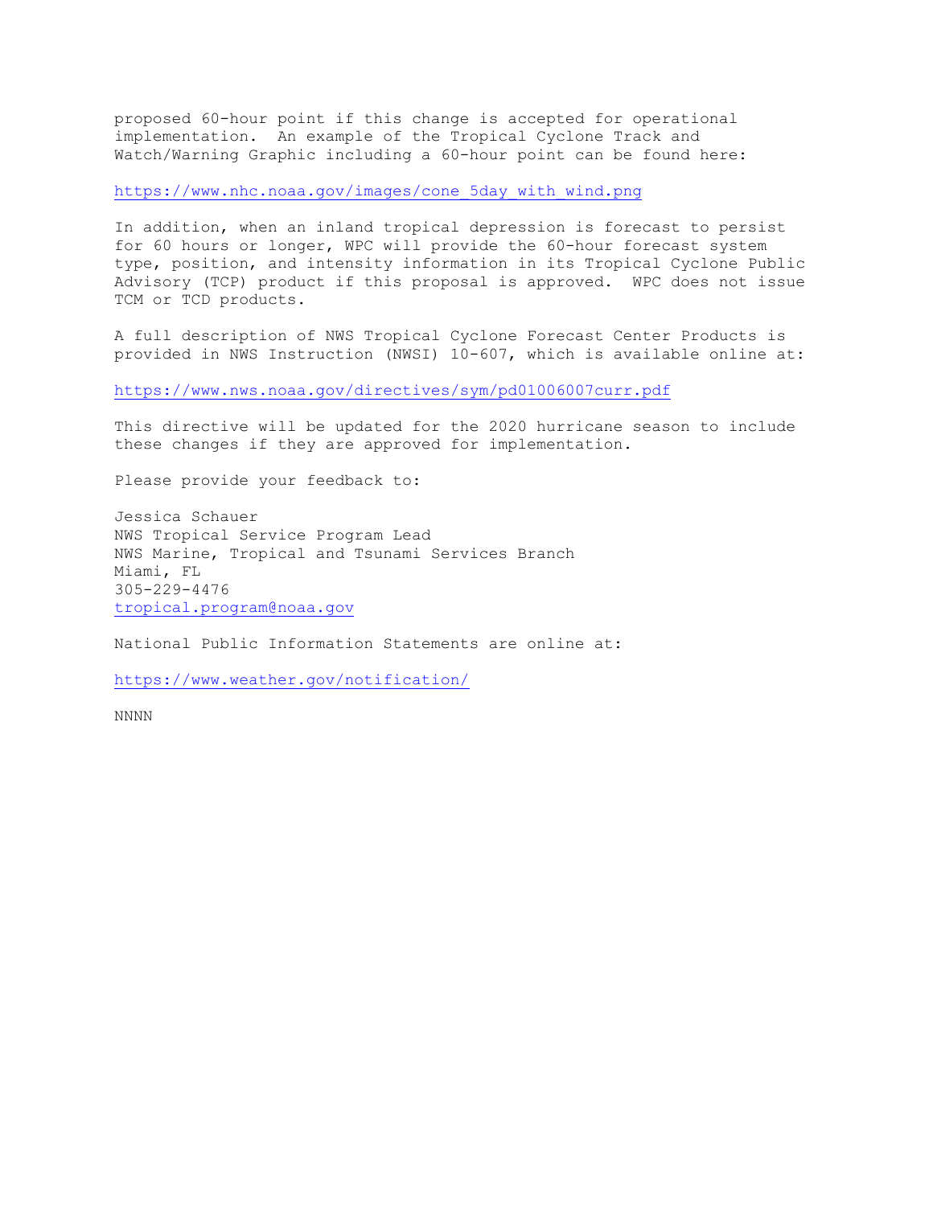proposed 60-hour point if this change is accepted for operational implementation. An example of the Tropical Cyclone Track and Watch/Warning Graphic including a 60-hour point can be found here:

https://www.nhc.noaa.gov/images/cone_5day_with_wind.png

In addition, when an inland tropical depression is forecast to persist for 60 hours or longer, WPC will provide the 60-hour forecast system type, position, and intensity information in its Tropical Cyclone Public Advisory (TCP) product if this proposal is approved. WPC does not issue TCM or TCD products.

A full description of NWS Tropical Cyclone Forecast Center Products is provided in NWS Instruction (NWSI) 10-607, which is available online at:

https://www.nws.noaa.gov/directives/sym/pd01006007curr.pdf

This directive will be updated for the 2020 hurricane season to include these changes if they are approved for implementation.

Please provide your feedback to:

Jessica Schauer
NWS Tropical Service Program Lead
NWS Marine, Tropical and Tsunami Services Branch
Miami, FL
305-229-4476
tropical.program@noaa.gov

National Public Information Statements are online at:

https://www.weather.gov/notification/

NNNN